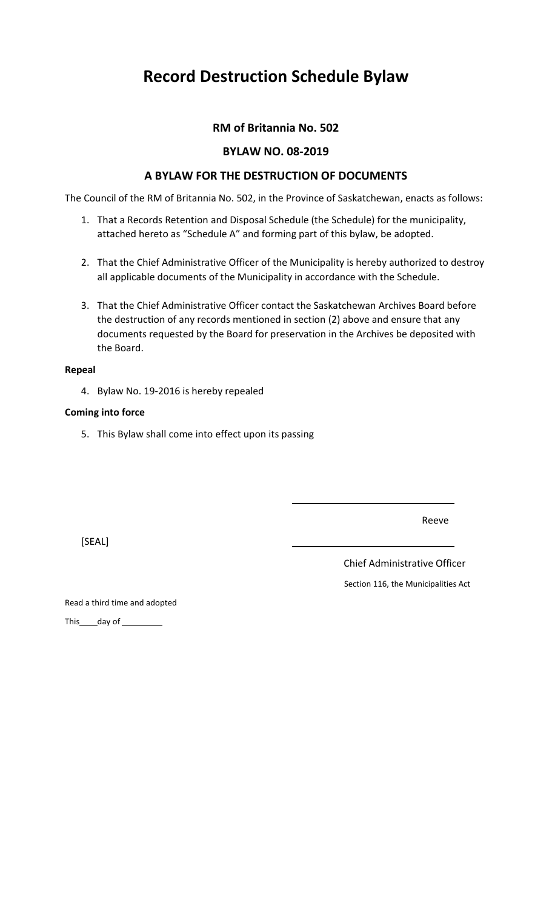# Record Destruction Schedule Bylaw

### RM of Britannia No. 502

### BYLAW NO. 08-2019

### A BYLAW FOR THE DESTRUCTION OF DOCUMENTS

The Council of the RM of Britannia No. 502, in the Province of Saskatchewan, enacts as follows:

1. That a Records Retention and Disposal Schedule (the Schedule) for the municipality, attached hereto as "Schedule A" and forming part of this bylaw, be adopted.

2. That the Chief Administrative Officer of the Municipality is hereby authorized to destroy all applicable documents of the Municipality in accordance with the Schedule.

3. That the Chief Administrative Officer contact the Saskatchewan Archives Board before the destruction of any records mentioned in section (2) above and ensure that any documents requested by the Board for preservation in the Archives be deposited with the Board.

**Repeal**

4. Bylaw No. 19-2016 is hereby repealed

**Coming into force**

5. This Bylaw shall come into effect upon its passing

\_\_\_\_\_\_\_\_\_\_\_\_\_\_\_\_\_\_\_\_\_\_\_\_\_\_\_\_\_\_

Reeve

[SEAL]

\_\_\_\_\_\_\_\_\_\_\_\_\_\_\_\_\_\_\_\_\_\_\_\_\_\_\_\_\_\_

Chief Administrative Officer

Section 116, the Municipalities Act

Read a third time and adopted

This\_\_\_\_day of \_\_\_\_\_\_\_\_\_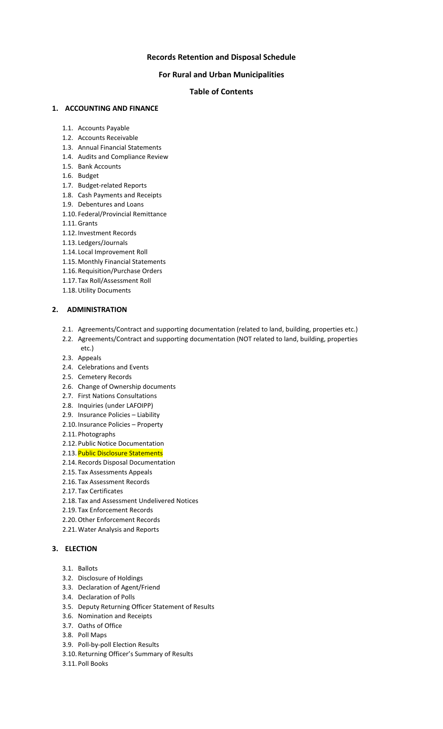**Records Retention and Disposal Schedule**

**For Rural and Urban Municipalities**

**Table of Contents**

## 1. ACCOUNTING AND FINANCE

1.1. Accounts Payable
1.2. Accounts Receivable
1.3. Annual Financial Statements
1.4. Audits and Compliance Review
1.5. Bank Accounts
1.6. Budget
1.7. Budget-related Reports
1.8. Cash Payments and Receipts
1.9. Debentures and Loans
1.10. Federal/Provincial Remittance
1.11. Grants
1.12. Investment Records
1.13. Ledgers/Journals
1.14. Local Improvement Roll
1.15. Monthly Financial Statements
1.16. Requisition/Purchase Orders
1.17. Tax Roll/Assessment Roll
1.18. Utility Documents

## 2. ADMINISTRATION

2.1. Agreements/Contract and supporting documentation (related to land, building, properties etc.)
2.2. Agreements/Contract and supporting documentation (NOT related to land, building, properties etc.)
2.3. Appeals
2.4. Celebrations and Events
2.5. Cemetery Records
2.6. Change of Ownership documents
2.7. First Nations Consultations
2.8. Inquiries (under LAFOIPP)
2.9. Insurance Policies – Liability
2.10. Insurance Policies – Property
2.11. Photographs
2.12. Public Notice Documentation
2.13. Public Disclosure Statements
2.14. Records Disposal Documentation
2.15. Tax Assessments Appeals
2.16. Tax Assessment Records
2.17. Tax Certificates
2.18. Tax and Assessment Undelivered Notices
2.19. Tax Enforcement Records
2.20. Other Enforcement Records
2.21. Water Analysis and Reports

## 3. ELECTION

3.1. Ballots
3.2. Disclosure of Holdings
3.3. Declaration of Agent/Friend
3.4. Declaration of Polls
3.5. Deputy Returning Officer Statement of Results
3.6. Nomination and Receipts
3.7. Oaths of Office
3.8. Poll Maps
3.9. Poll-by-poll Election Results
3.10. Returning Officer's Summary of Results
3.11. Poll Books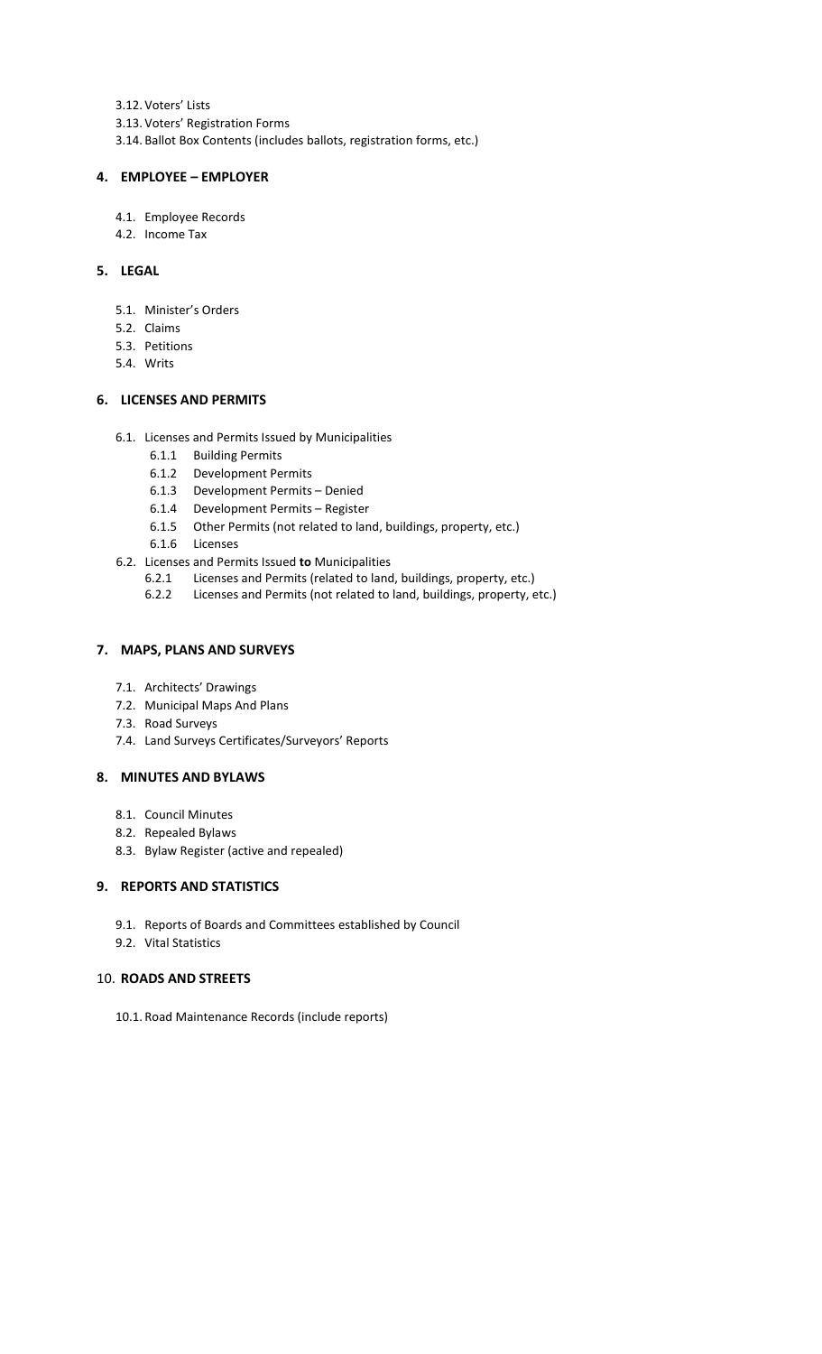3.12. Voters' Lists
3.13. Voters' Registration Forms
3.14. Ballot Box Contents (includes ballots, registration forms, etc.)

## 4. EMPLOYEE – EMPLOYER

4.1. Employee Records
4.2. Income Tax

## 5. LEGAL

5.1. Minister's Orders
5.2. Claims
5.3. Petitions
5.4. Writs

## 6. LICENSES AND PERMITS

6.1. Licenses and Permits Issued by Municipalities
  6.1.1 Building Permits
  6.1.2 Development Permits
  6.1.3 Development Permits – Denied
  6.1.4 Development Permits – Register
  6.1.5 Other Permits (not related to land, buildings, property, etc.)
  6.1.6 Licenses
6.2. Licenses and Permits Issued **to** Municipalities
  6.2.1 Licenses and Permits (related to land, buildings, property, etc.)
  6.2.2 Licenses and Permits (not related to land, buildings, property, etc.)

## 7. MAPS, PLANS AND SURVEYS

7.1. Architects' Drawings
7.2. Municipal Maps And Plans
7.3. Road Surveys
7.4. Land Surveys Certificates/Surveyors' Reports

## 8. MINUTES AND BYLAWS

8.1. Council Minutes
8.2. Repealed Bylaws
8.3. Bylaw Register (active and repealed)

## 9. REPORTS AND STATISTICS

9.1. Reports of Boards and Committees established by Council
9.2. Vital Statistics

## 10. ROADS AND STREETS

10.1. Road Maintenance Records (include reports)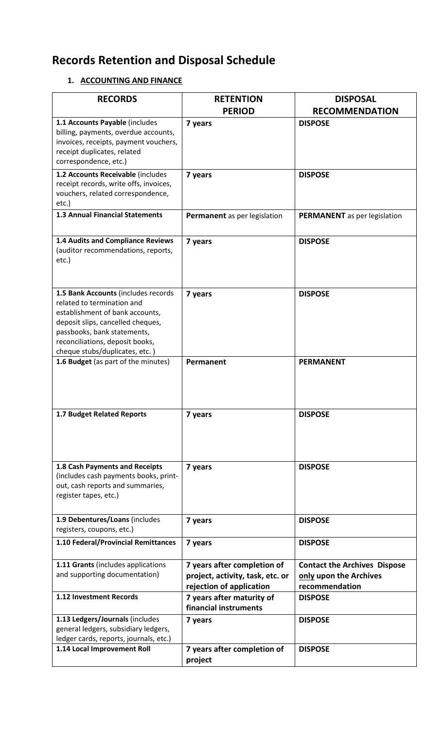# Records Retention and Disposal Schedule

## 1. ACCOUNTING AND FINANCE

| RECORDS | RETENTION PERIOD | DISPOSAL RECOMMENDATION |
|---|---|---|
| **1.1 Accounts Payable** (includes billing, payments, overdue accounts, invoices, receipts, payment vouchers, receipt duplicates, related correspondence, etc.) | **7 years** | **DISPOSE** |
| **1.2 Accounts Receivable** (includes receipt records, write offs, invoices, vouchers, related correspondence, etc.) | **7 years** | **DISPOSE** |
| **1.3 Annual Financial Statements** | **Permanent** as per legislation | **PERMANENT** as per legislation |
| **1.4 Audits and Compliance Reviews** (auditor recommendations, reports, etc.) | **7 years** | **DISPOSE** |
| **1.5 Bank Accounts** (includes records related to termination and establishment of bank accounts, deposit slips, cancelled cheques, passbooks, bank statements, reconciliations, deposit books, cheque stubs/duplicates, etc. ) | **7 years** | **DISPOSE** |
| **1.6 Budget** (as part of the minutes) | **Permanent** | **PERMANENT** |
| **1.7 Budget Related Reports** | **7 years** | **DISPOSE** |
| **1.8 Cash Payments and Receipts** (includes cash payments books, print-out, cash reports and summaries, register tapes, etc.) | **7 years** | **DISPOSE** |
| **1.9 Debentures/Loans** (includes registers, coupons, etc.) | **7 years** | **DISPOSE** |
| **1.10 Federal/Provincial Remittances** | **7 years** | **DISPOSE** |
| **1.11 Grants** (includes applications and supporting documentation) | **7 years after completion of project, activity, task, etc. or rejection of application** | **Contact the Archives Dispose only upon the Archives recommendation** |
| **1.12 Investment Records** | **7 years after maturity of financial instruments** | **DISPOSE** |
| **1.13 Ledgers/Journals** (includes general ledgers, subsidiary ledgers, ledger cards, reports, journals, etc.) | **7 years** | **DISPOSE** |
| **1.14 Local Improvement Roll** | **7 years after completion of project** | **DISPOSE** |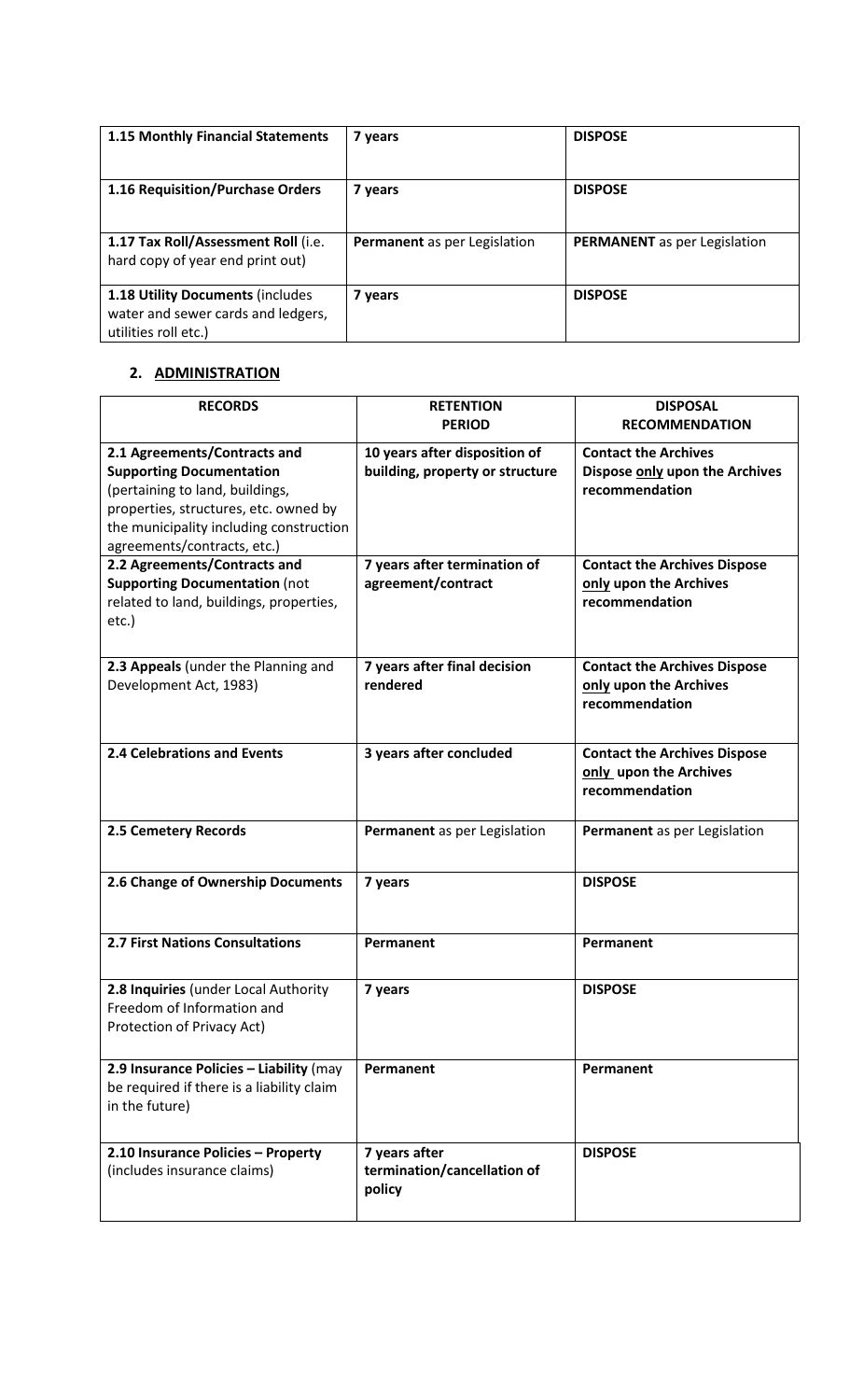| | | |
|---|---|---|
| **1.15 Monthly Financial Statements** | **7 years** | **DISPOSE** |
| **1.16 Requisition/Purchase Orders** | **7 years** | **DISPOSE** |
| **1.17 Tax Roll/Assessment Roll** (i.e. hard copy of year end print out) | **Permanent** as per Legislation | **PERMANENT** as per Legislation |
| **1.18 Utility Documents** (includes water and sewer cards and ledgers, utilities roll etc.) | **7 years** | **DISPOSE** |

## 2. ADMINISTRATION

| RECORDS | RETENTION PERIOD | DISPOSAL RECOMMENDATION |
|---|---|---|
| **2.1 Agreements/Contracts and Supporting Documentation** (pertaining to land, buildings, properties, structures, etc. owned by the municipality including construction agreements/contracts, etc.) | **10 years after disposition of building, property or structure** | **Contact the Archives Dispose only upon the Archives recommendation** |
| **2.2 Agreements/Contracts and Supporting Documentation** (not related to land, buildings, properties, etc.) | **7 years after termination of agreement/contract** | **Contact the Archives Dispose only upon the Archives recommendation** |
| **2.3 Appeals** (under the Planning and Development Act, 1983) | **7 years after final decision rendered** | **Contact the Archives Dispose only upon the Archives recommendation** |
| **2.4 Celebrations and Events** | **3 years after concluded** | **Contact the Archives Dispose only upon the Archives recommendation** |
| **2.5 Cemetery Records** | **Permanent** as per Legislation | **Permanent** as per Legislation |
| **2.6 Change of Ownership Documents** | **7 years** | **DISPOSE** |
| **2.7 First Nations Consultations** | **Permanent** | **Permanent** |
| **2.8 Inquiries** (under Local Authority Freedom of Information and Protection of Privacy Act) | **7 years** | **DISPOSE** |
| **2.9 Insurance Policies – Liability** (may be required if there is a liability claim in the future) | **Permanent** | **Permanent** |
| **2.10 Insurance Policies – Property** (includes insurance claims) | **7 years after termination/cancellation of policy** | **DISPOSE** |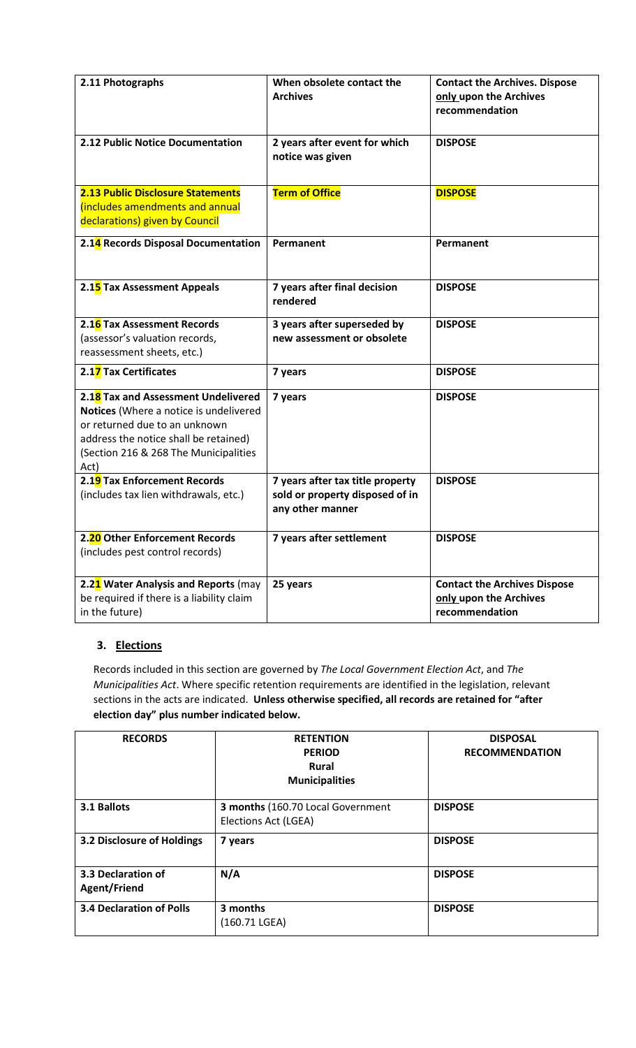| | | |
|---|---|---|
| **2.11 Photographs** | **When obsolete contact the Archives** | **Contact the Archives. Dispose only upon the Archives recommendation** |
| **2.12 Public Notice Documentation** | **2 years after event for which notice was given** | **DISPOSE** |
| **2.13 Public Disclosure Statements** (includes amendments and annual declarations) given by Council | **Term of Office** | **DISPOSE** |
| **2.14 Records Disposal Documentation** | **Permanent** | **Permanent** |
| **2.15 Tax Assessment Appeals** | **7 years after final decision rendered** | **DISPOSE** |
| **2.16 Tax Assessment Records** (assessor's valuation records, reassessment sheets, etc.) | **3 years after superseded by new assessment or obsolete** | **DISPOSE** |
| **2.17 Tax Certificates** | **7 years** | **DISPOSE** |
| **2.18 Tax and Assessment Undelivered Notices** (Where a notice is undelivered or returned due to an unknown address the notice shall be retained) (Section 216 & 268 The Municipalities Act) | **7 years** | **DISPOSE** |
| **2.19 Tax Enforcement Records** (includes tax lien withdrawals, etc.) | **7 years after tax title property sold or property disposed of in any other manner** | **DISPOSE** |
| **2.20 Other Enforcement Records** (includes pest control records) | **7 years after settlement** | **DISPOSE** |
| **2.21 Water Analysis and Reports** (may be required if there is a liability claim in the future) | **25 years** | **Contact the Archives Dispose only upon the Archives recommendation** |

## 3. Elections

Records included in this section are governed by *The Local Government Election Act*, and *The Municipalities Act*. Where specific retention requirements are identified in the legislation, relevant sections in the acts are indicated. **Unless otherwise specified, all records are retained for "after election day" plus number indicated below.**

| RECORDS | RETENTION PERIOD Rural Municipalities | DISPOSAL RECOMMENDATION |
|---|---|---|
| **3.1 Ballots** | **3 months** (160.70 Local Government Elections Act (LGEA) | **DISPOSE** |
| **3.2 Disclosure of Holdings** | **7 years** | **DISPOSE** |
| **3.3 Declaration of Agent/Friend** | **N/A** | **DISPOSE** |
| **3.4 Declaration of Polls** | **3 months** (160.71 LGEA) | **DISPOSE** |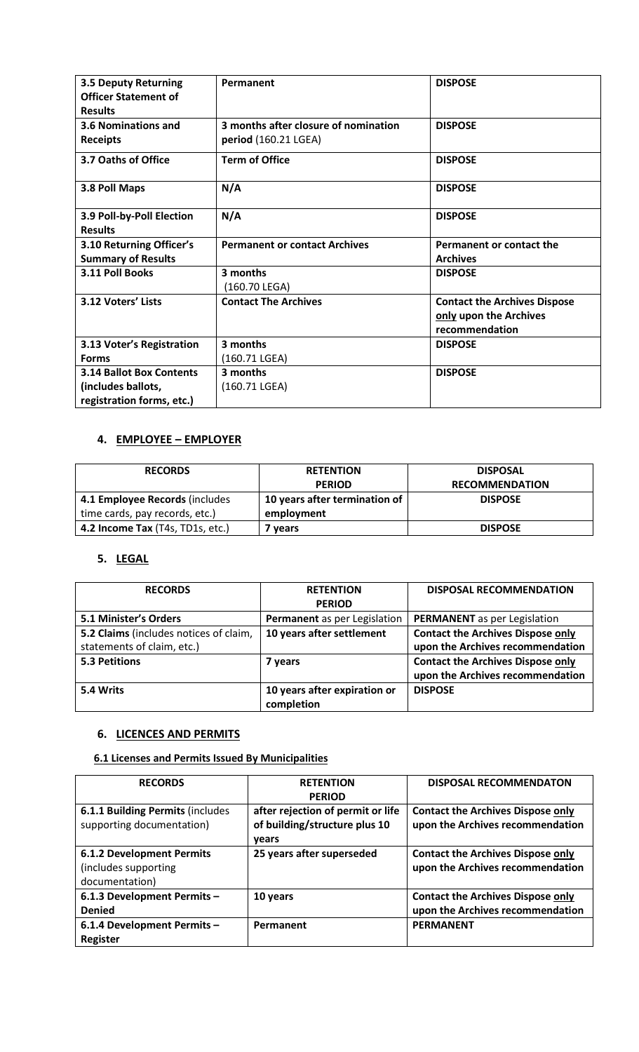| | | |
|---|---|---|
| **3.5 Deputy Returning Officer Statement of Results** | **Permanent** | **DISPOSE** |
| **3.6 Nominations and Receipts** | **3 months after closure of nomination period** (160.21 LGEA) | **DISPOSE** |
| **3.7 Oaths of Office** | **Term of Office** | **DISPOSE** |
| **3.8 Poll Maps** | **N/A** | **DISPOSE** |
| **3.9 Poll-by-Poll Election Results** | **N/A** | **DISPOSE** |
| **3.10 Returning Officer's Summary of Results** | **Permanent or contact Archives** | **Permanent or contact the Archives** |
| **3.11 Poll Books** | **3 months** (160.70 LEGA) | **DISPOSE** |
| **3.12 Voters' Lists** | **Contact The Archives** | **Contact the Archives Dispose only upon the Archives recommendation** |
| **3.13 Voter's Registration Forms** | **3 months** (160.71 LGEA) | **DISPOSE** |
| **3.14 Ballot Box Contents (includes ballots, registration forms, etc.)** | **3 months** (160.71 LGEA) | **DISPOSE** |

## 4. EMPLOYEE – EMPLOYER

| RECORDS | RETENTION PERIOD | DISPOSAL RECOMMENDATION |
|---|---|---|
| **4.1 Employee Records** (includes time cards, pay records, etc.) | **10 years after termination of employment** | **DISPOSE** |
| **4.2 Income Tax** (T4s, TD1s, etc.) | **7 years** | **DISPOSE** |

## 5. LEGAL

| RECORDS | RETENTION PERIOD | DISPOSAL RECOMMENDATION |
|---|---|---|
| **5.1 Minister's Orders** | **Permanent** as per Legislation | **PERMANENT** as per Legislation |
| **5.2 Claims** (includes notices of claim, statements of claim, etc.) | **10 years after settlement** | **Contact the Archives Dispose only upon the Archives recommendation** |
| **5.3 Petitions** | **7 years** | **Contact the Archives Dispose only upon the Archives recommendation** |
| **5.4 Writs** | **10 years after expiration or completion** | **DISPOSE** |

## 6. LICENCES AND PERMITS

### 6.1 Licenses and Permits Issued By Municipalities

| RECORDS | RETENTION PERIOD | DISPOSAL RECOMMENDATON |
|---|---|---|
| **6.1.1 Building Permits** (includes supporting documentation) | **after rejection of permit or life of building/structure plus 10 years** | **Contact the Archives Dispose only upon the Archives recommendation** |
| **6.1.2 Development Permits** (includes supporting documentation) | **25 years after superseded** | **Contact the Archives Dispose only upon the Archives recommendation** |
| **6.1.3 Development Permits – Denied** | **10 years** | **Contact the Archives Dispose only upon the Archives recommendation** |
| **6.1.4 Development Permits – Register** | **Permanent** | **PERMANENT** |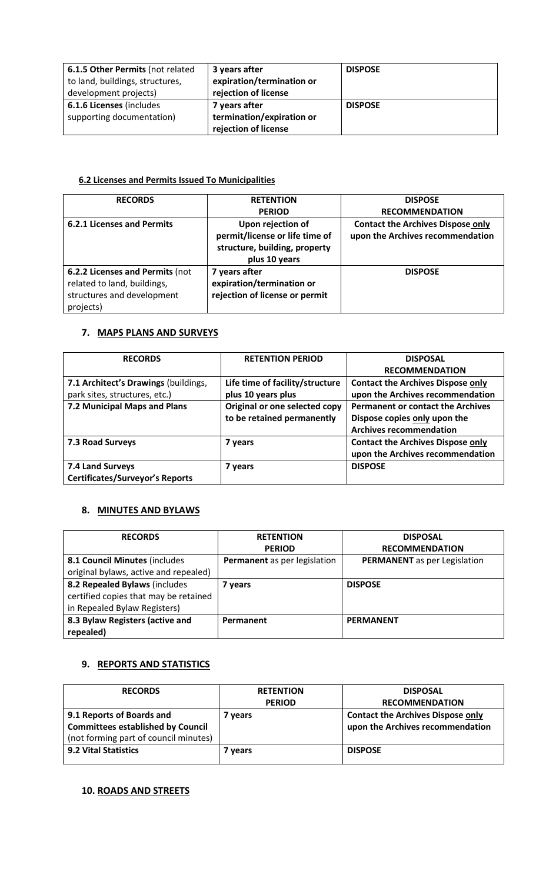| | | |
|---|---|---|
| **6.1.5 Other Permits** (not related to land, buildings, structures, development projects) | **3 years after expiration/termination or rejection of license** | **DISPOSE** |
| **6.1.6 Licenses** (includes supporting documentation) | **7 years after termination/expiration or rejection of license** | **DISPOSE** |

### 6.2 Licenses and Permits Issued To Municipalities

| RECORDS | RETENTION PERIOD | DISPOSE RECOMMENDATION |
|---|---|---|
| **6.2.1 Licenses and Permits** | **Upon rejection of permit/license or life time of structure, building, property plus 10 years** | **Contact the Archives Dispose only upon the Archives recommendation** |
| **6.2.2 Licenses and Permits** (not related to land, buildings, structures and development projects) | **7 years after expiration/termination or rejection of license or permit** | **DISPOSE** |

## 7. MAPS PLANS AND SURVEYS

| RECORDS | RETENTION PERIOD | DISPOSAL RECOMMENDATION |
|---|---|---|
| **7.1 Architect's Drawings** (buildings, park sites, structures, etc.) | **Life time of facility/structure plus 10 years plus** | **Contact the Archives Dispose only upon the Archives recommendation** |
| **7.2 Municipal Maps and Plans** | **Original or one selected copy to be retained permanently** | **Permanent or contact the Archives Dispose copies only upon the Archives recommendation** |
| **7.3 Road Surveys** | **7 years** | **Contact the Archives Dispose only upon the Archives recommendation** |
| **7.4 Land Surveys Certificates/Surveyor's Reports** | **7 years** | **DISPOSE** |

## 8. MINUTES AND BYLAWS

| RECORDS | RETENTION PERIOD | DISPOSAL RECOMMENDATION |
|---|---|---|
| **8.1 Council Minutes** (includes original bylaws, active and repealed) | **Permanent** as per legislation | **PERMANENT** as per Legislation |
| **8.2 Repealed Bylaws** (includes certified copies that may be retained in Repealed Bylaw Registers) | **7 years** | **DISPOSE** |
| **8.3 Bylaw Registers (active and repealed)** | **Permanent** | **PERMANENT** |

## 9. REPORTS AND STATISTICS

| RECORDS | RETENTION PERIOD | DISPOSAL RECOMMENDATION |
|---|---|---|
| **9.1 Reports of Boards and Committees established by Council** (not forming part of council minutes) | **7 years** | **Contact the Archives Dispose only upon the Archives recommendation** |
| **9.2 Vital Statistics** | **7 years** | **DISPOSE** |

## 10. ROADS AND STREETS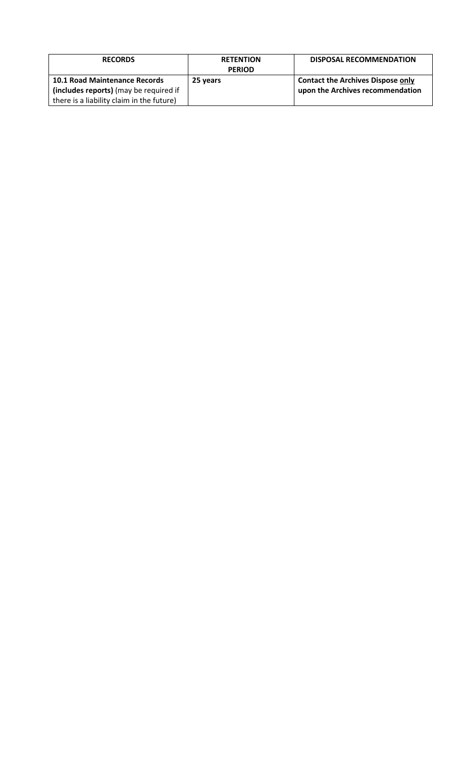| RECORDS | RETENTION PERIOD | DISPOSAL RECOMMENDATION |
|---|---|---|
| **10.1 Road Maintenance Records (includes reports)** (may be required if there is a liability claim in the future) | **25 years** | **Contact the Archives Dispose only upon the Archives recommendation** |